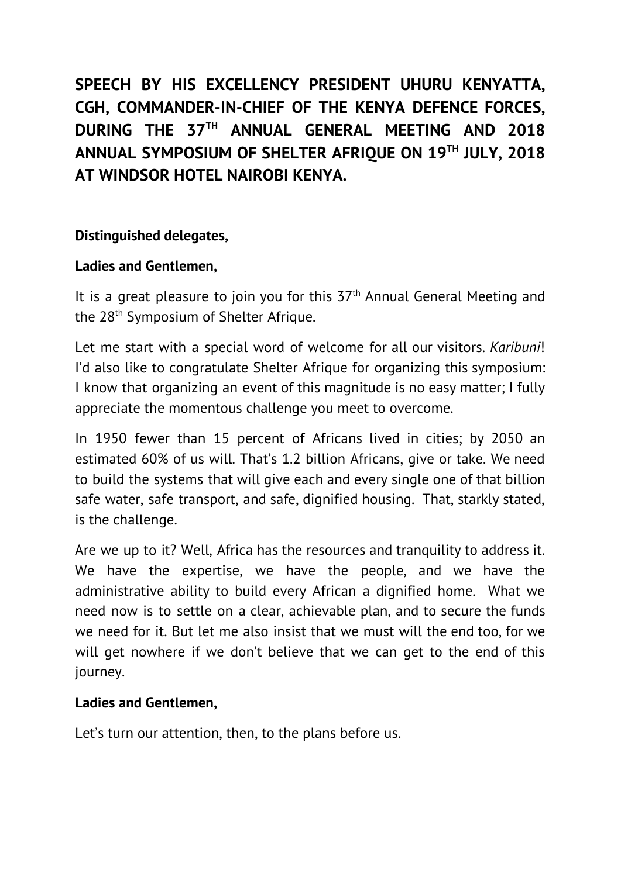# SPEECH BY HIS EXCELLENCY PRESIDENT UHURU KENYATTA, CGH, COMMANDER-IN-CHIEF OF THE KENYA DEFENCE FORCES, DURING THE 37TH ANNUAL GENERAL MEETING AND 2018 ANNUAL SYMPOSIUM OF SHELTER AFRIQUE ON 19TH JULY, 2018 AT WINDSOR HOTEL NAIROBI KENYA.

**Distinguished delegates,**

**Ladies and Gentlemen,**

It is a great pleasure to join you for this 37th Annual General Meeting and the 28th Symposium of Shelter Afrique.

Let me start with a special word of welcome for all our visitors. *Karibuni*! I'd also like to congratulate Shelter Afrique for organizing this symposium: I know that organizing an event of this magnitude is no easy matter; I fully appreciate the momentous challenge you meet to overcome.

In 1950 fewer than 15 percent of Africans lived in cities; by 2050 an estimated 60% of us will. That's 1.2 billion Africans, give or take. We need to build the systems that will give each and every single one of that billion safe water, safe transport, and safe, dignified housing. That, starkly stated, is the challenge.

Are we up to it? Well, Africa has the resources and tranquility to address it. We have the expertise, we have the people, and we have the administrative ability to build every African a dignified home. What we need now is to settle on a clear, achievable plan, and to secure the funds we need for it. But let me also insist that we must will the end too, for we will get nowhere if we don't believe that we can get to the end of this journey.

**Ladies and Gentlemen,**

Let's turn our attention, then, to the plans before us.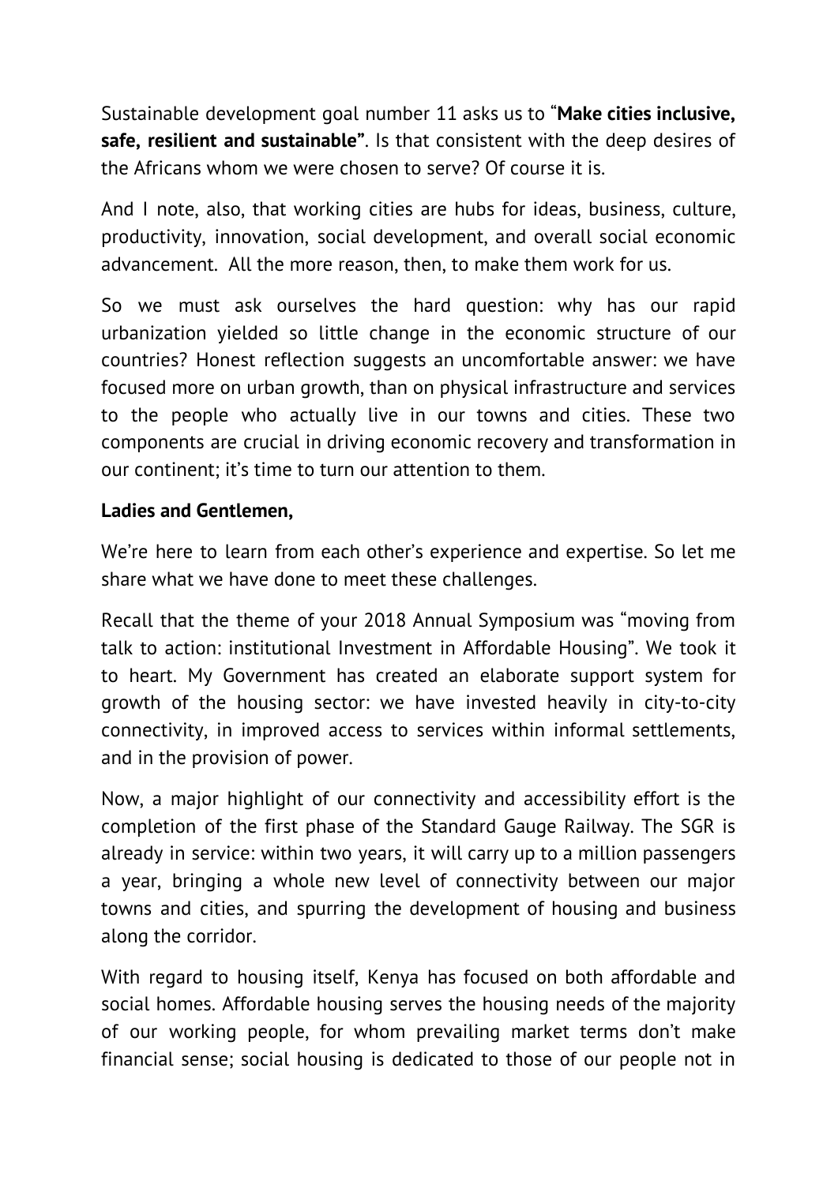Sustainable development goal number 11 asks us to "**Make cities inclusive, safe, resilient and sustainable"**. Is that consistent with the deep desires of the Africans whom we were chosen to serve? Of course it is.

And I note, also, that working cities are hubs for ideas, business, culture, productivity, innovation, social development, and overall social economic advancement. All the more reason, then, to make them work for us.

So we must ask ourselves the hard question: why has our rapid urbanization yielded so little change in the economic structure of our countries? Honest reflection suggests an uncomfortable answer: we have focused more on urban growth, than on physical infrastructure and services to the people who actually live in our towns and cities. These two components are crucial in driving economic recovery and transformation in our continent; it's time to turn our attention to them.

**Ladies and Gentlemen,**

We're here to learn from each other's experience and expertise. So let me share what we have done to meet these challenges.

Recall that the theme of your 2018 Annual Symposium was "moving from talk to action: institutional Investment in Affordable Housing". We took it to heart. My Government has created an elaborate support system for growth of the housing sector: we have invested heavily in city-to-city connectivity, in improved access to services within informal settlements, and in the provision of power.

Now, a major highlight of our connectivity and accessibility effort is the completion of the first phase of the Standard Gauge Railway. The SGR is already in service: within two years, it will carry up to a million passengers a year, bringing a whole new level of connectivity between our major towns and cities, and spurring the development of housing and business along the corridor.

With regard to housing itself, Kenya has focused on both affordable and social homes. Affordable housing serves the housing needs of the majority of our working people, for whom prevailing market terms don't make financial sense; social housing is dedicated to those of our people not in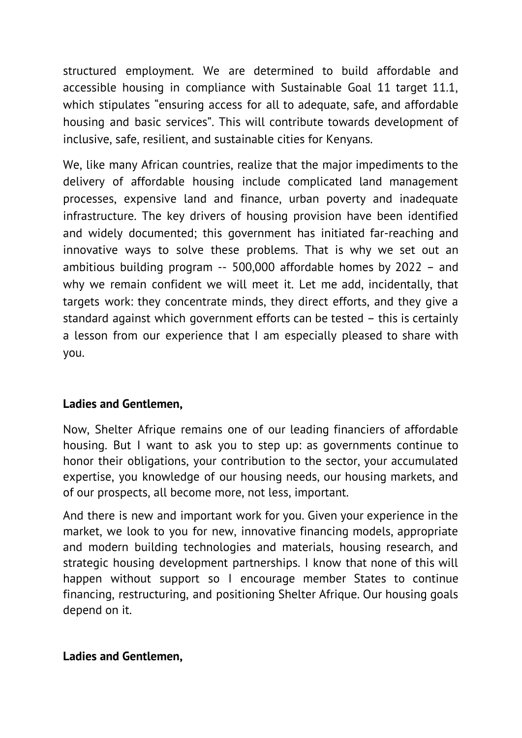structured employment. We are determined to build affordable and accessible housing in compliance with Sustainable Goal 11 target 11.1, which stipulates "ensuring access for all to adequate, safe, and affordable housing and basic services". This will contribute towards development of inclusive, safe, resilient, and sustainable cities for Kenyans.

We, like many African countries, realize that the major impediments to the delivery of affordable housing include complicated land management processes, expensive land and finance, urban poverty and inadequate infrastructure. The key drivers of housing provision have been identified and widely documented; this government has initiated far-reaching and innovative ways to solve these problems. That is why we set out an ambitious building program -- 500,000 affordable homes by 2022 – and why we remain confident we will meet it. Let me add, incidentally, that targets work: they concentrate minds, they direct efforts, and they give a standard against which government efforts can be tested – this is certainly a lesson from our experience that I am especially pleased to share with you.

**Ladies and Gentlemen,**

Now, Shelter Afrique remains one of our leading financiers of affordable housing. But I want to ask you to step up: as governments continue to honor their obligations, your contribution to the sector, your accumulated expertise, you knowledge of our housing needs, our housing markets, and of our prospects, all become more, not less, important.

And there is new and important work for you. Given your experience in the market, we look to you for new, innovative financing models, appropriate and modern building technologies and materials, housing research, and strategic housing development partnerships. I know that none of this will happen without support so I encourage member States to continue financing, restructuring, and positioning Shelter Afrique. Our housing goals depend on it.

**Ladies and Gentlemen,**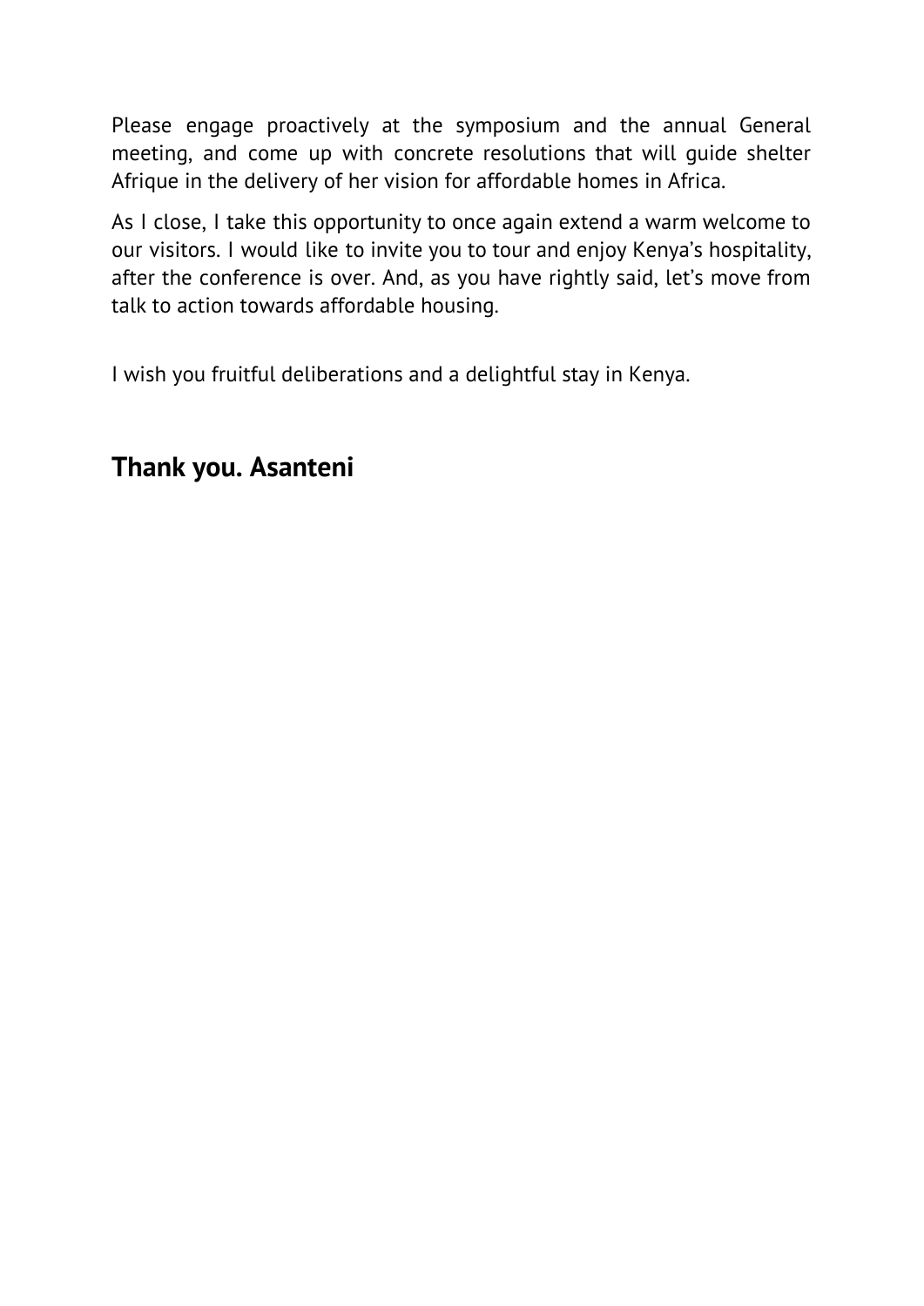Please engage proactively at the symposium and the annual General meeting, and come up with concrete resolutions that will guide shelter Afrique in the delivery of her vision for affordable homes in Africa.

As I close, I take this opportunity to once again extend a warm welcome to our visitors. I would like to invite you to tour and enjoy Kenya's hospitality, after the conference is over. And, as you have rightly said, let's move from talk to action towards affordable housing.

I wish you fruitful deliberations and a delightful stay in Kenya.

**Thank you. Asanteni**